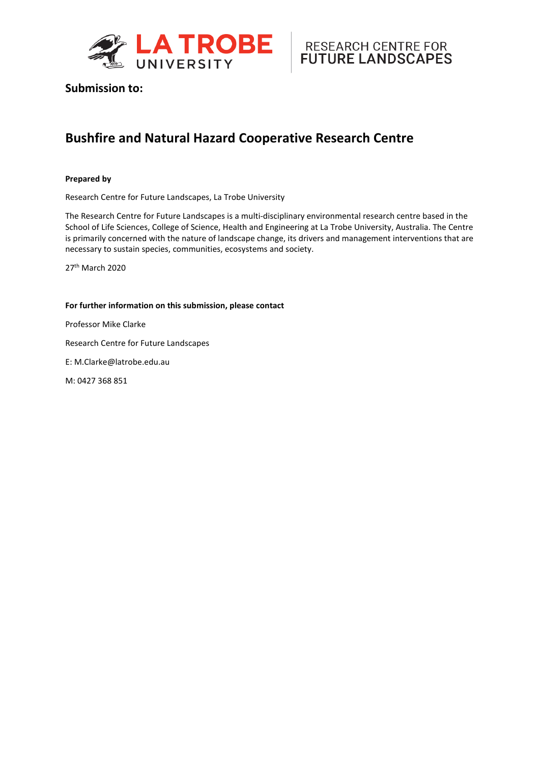LA TROBE UNIVERSITY | RESEARCH CENTRE FOR FUTURE LANDSCAPES

**Submission to:**

# Bushfire and Natural Hazard Cooperative Research Centre

**Prepared by**

Research Centre for Future Landscapes, La Trobe University

The Research Centre for Future Landscapes is a multi-disciplinary environmental research centre based in the School of Life Sciences, College of Science, Health and Engineering at La Trobe University, Australia. The Centre is primarily concerned with the nature of landscape change, its drivers and management interventions that are necessary to sustain species, communities, ecosystems and society.

27th March 2020

**For further information on this submission, please contact**

Professor Mike Clarke

Research Centre for Future Landscapes

E: M.Clarke@latrobe.edu.au

M: 0427 368 851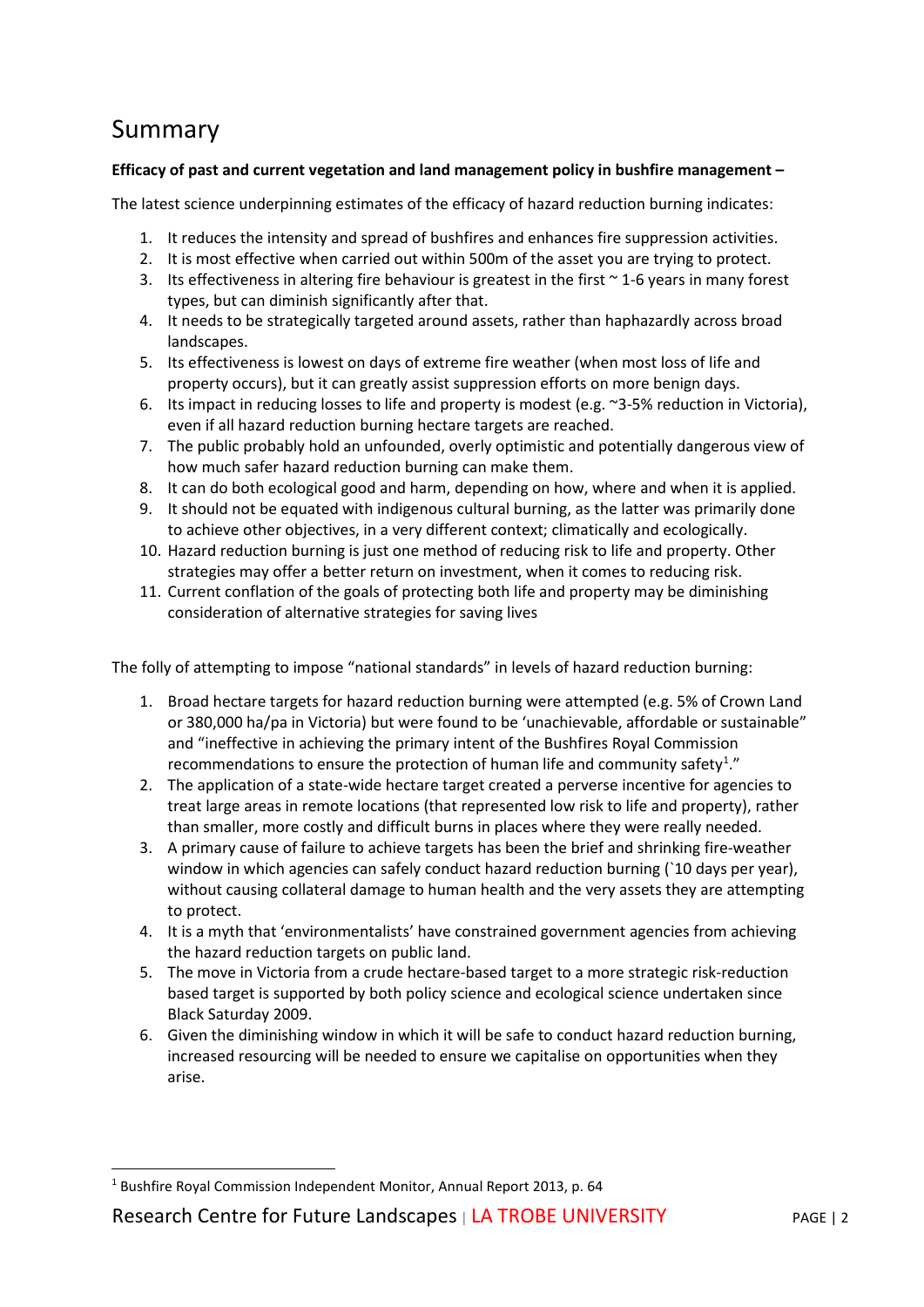# Summary

**Efficacy of past and current vegetation and land management policy in bushfire management –**

The latest science underpinning estimates of the efficacy of hazard reduction burning indicates:

1. It reduces the intensity and spread of bushfires and enhances fire suppression activities.
2. It is most effective when carried out within 500m of the asset you are trying to protect.
3. Its effectiveness in altering fire behaviour is greatest in the first ~ 1-6 years in many forest types, but can diminish significantly after that.
4. It needs to be strategically targeted around assets, rather than haphazardly across broad landscapes.
5. Its effectiveness is lowest on days of extreme fire weather (when most loss of life and property occurs), but it can greatly assist suppression efforts on more benign days.
6. Its impact in reducing losses to life and property is modest (e.g. ~3-5% reduction in Victoria), even if all hazard reduction burning hectare targets are reached.
7. The public probably hold an unfounded, overly optimistic and potentially dangerous view of how much safer hazard reduction burning can make them.
8. It can do both ecological good and harm, depending on how, where and when it is applied.
9. It should not be equated with indigenous cultural burning, as the latter was primarily done to achieve other objectives, in a very different context; climatically and ecologically.
10. Hazard reduction burning is just one method of reducing risk to life and property. Other strategies may offer a better return on investment, when it comes to reducing risk.
11. Current conflation of the goals of protecting both life and property may be diminishing consideration of alternative strategies for saving lives

The folly of attempting to impose "national standards" in levels of hazard reduction burning:

1. Broad hectare targets for hazard reduction burning were attempted (e.g. 5% of Crown Land or 380,000 ha/pa in Victoria) but were found to be 'unachievable, affordable or sustainable" and "ineffective in achieving the primary intent of the Bushfires Royal Commission recommendations to ensure the protection of human life and community safety[1]."
2. The application of a state-wide hectare target created a perverse incentive for agencies to treat large areas in remote locations (that represented low risk to life and property), rather than smaller, more costly and difficult burns in places where they were really needed.
3. A primary cause of failure to achieve targets has been the brief and shrinking fire-weather window in which agencies can safely conduct hazard reduction burning (`10 days per year), without causing collateral damage to human health and the very assets they are attempting to protect.
4. It is a myth that 'environmentalists' have constrained government agencies from achieving the hazard reduction targets on public land.
5. The move in Victoria from a crude hectare-based target to a more strategic risk-reduction based target is supported by both policy science and ecological science undertaken since Black Saturday 2009.
6. Given the diminishing window in which it will be safe to conduct hazard reduction burning, increased resourcing will be needed to ensure we capitalise on opportunities when they arise.

[1] Bushfire Royal Commission Independent Monitor, Annual Report 2013, p. 64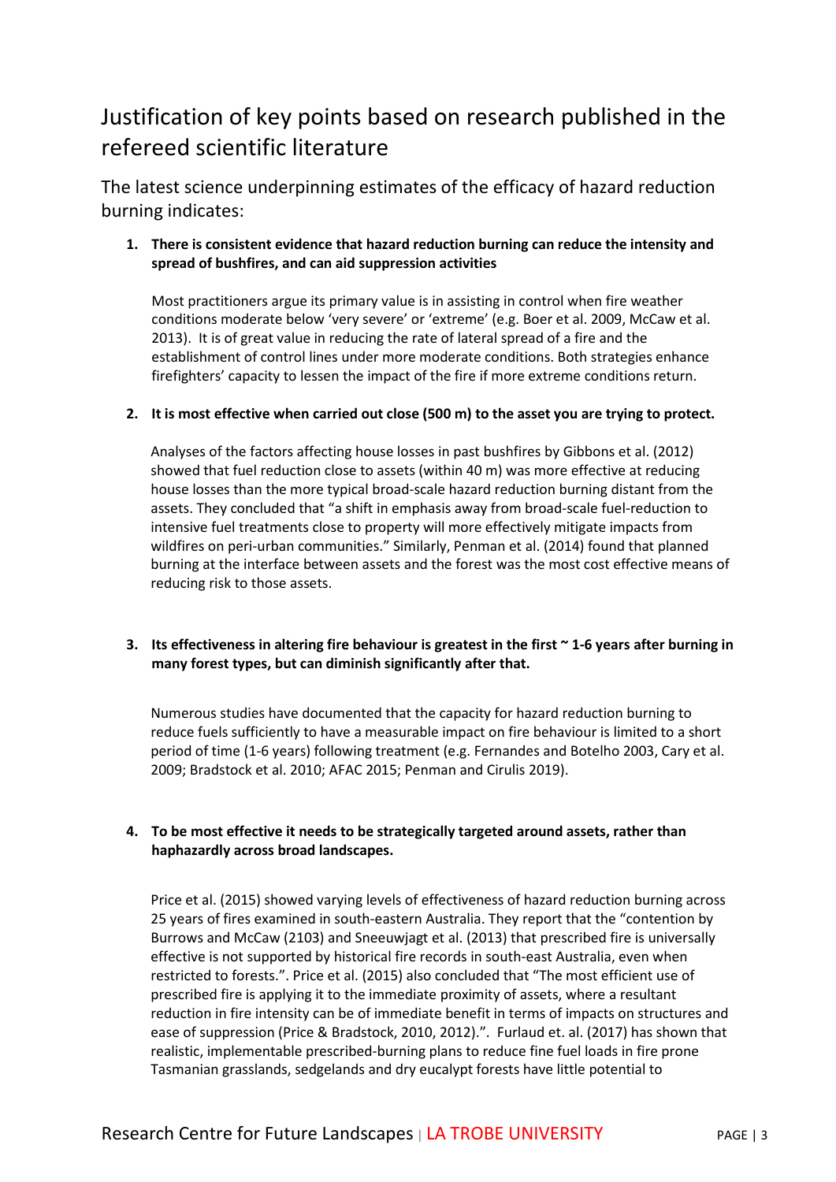# Justification of key points based on research published in the refereed scientific literature

## The latest science underpinning estimates of the efficacy of hazard reduction burning indicates:

1. **There is consistent evidence that hazard reduction burning can reduce the intensity and spread of bushfires, and can aid suppression activities**

   Most practitioners argue its primary value is in assisting in control when fire weather conditions moderate below 'very severe' or 'extreme' (e.g. Boer et al. 2009, McCaw et al. 2013). It is of great value in reducing the rate of lateral spread of a fire and the establishment of control lines under more moderate conditions. Both strategies enhance firefighters' capacity to lessen the impact of the fire if more extreme conditions return.

2. **It is most effective when carried out close (500 m) to the asset you are trying to protect.**

   Analyses of the factors affecting house losses in past bushfires by Gibbons et al. (2012) showed that fuel reduction close to assets (within 40 m) was more effective at reducing house losses than the more typical broad-scale hazard reduction burning distant from the assets. They concluded that "a shift in emphasis away from broad-scale fuel-reduction to intensive fuel treatments close to property will more effectively mitigate impacts from wildfires on peri-urban communities." Similarly, Penman et al. (2014) found that planned burning at the interface between assets and the forest was the most cost effective means of reducing risk to those assets.

3. **Its effectiveness in altering fire behaviour is greatest in the first ~ 1-6 years after burning in many forest types, but can diminish significantly after that.**

   Numerous studies have documented that the capacity for hazard reduction burning to reduce fuels sufficiently to have a measurable impact on fire behaviour is limited to a short period of time (1-6 years) following treatment (e.g. Fernandes and Botelho 2003, Cary et al. 2009; Bradstock et al. 2010; AFAC 2015; Penman and Cirulis 2019).

4. **To be most effective it needs to be strategically targeted around assets, rather than haphazardly across broad landscapes.**

   Price et al. (2015) showed varying levels of effectiveness of hazard reduction burning across 25 years of fires examined in south-eastern Australia. They report that the "contention by Burrows and McCaw (2103) and Sneeuwjagt et al. (2013) that prescribed fire is universally effective is not supported by historical fire records in south-east Australia, even when restricted to forests.". Price et al. (2015) also concluded that "The most efficient use of prescribed fire is applying it to the immediate proximity of assets, where a resultant reduction in fire intensity can be of immediate benefit in terms of impacts on structures and ease of suppression (Price & Bradstock, 2010, 2012).". Furlaud et. al. (2017) has shown that realistic, implementable prescribed-burning plans to reduce fine fuel loads in fire prone Tasmanian grasslands, sedgelands and dry eucalypt forests have little potential to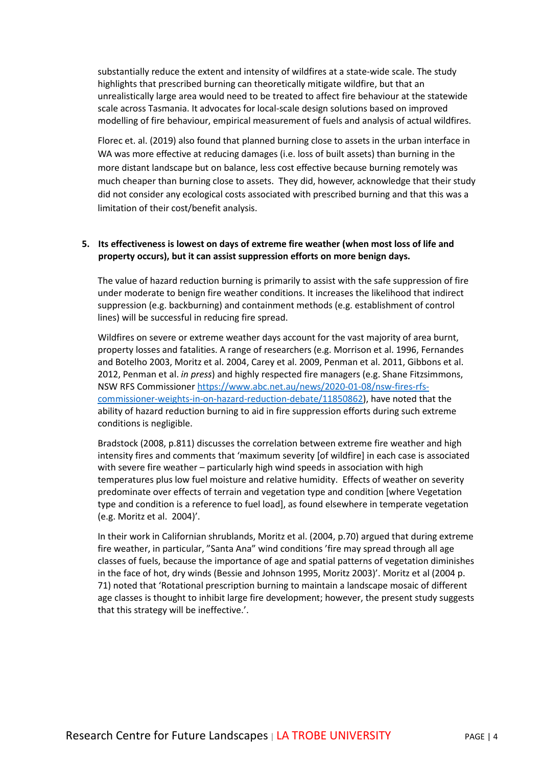substantially reduce the extent and intensity of wildfires at a state-wide scale. The study highlights that prescribed burning can theoretically mitigate wildfire, but that an unrealistically large area would need to be treated to affect fire behaviour at the statewide scale across Tasmania. It advocates for local-scale design solutions based on improved modelling of fire behaviour, empirical measurement of fuels and analysis of actual wildfires.

Florec et. al. (2019) also found that planned burning close to assets in the urban interface in WA was more effective at reducing damages (i.e. loss of built assets) than burning in the more distant landscape but on balance, less cost effective because burning remotely was much cheaper than burning close to assets. They did, however, acknowledge that their study did not consider any ecological costs associated with prescribed burning and that this was a limitation of their cost/benefit analysis.

5. **Its effectiveness is lowest on days of extreme fire weather (when most loss of life and property occurs), but it can assist suppression efforts on more benign days.**

The value of hazard reduction burning is primarily to assist with the safe suppression of fire under moderate to benign fire weather conditions. It increases the likelihood that indirect suppression (e.g. backburning) and containment methods (e.g. establishment of control lines) will be successful in reducing fire spread.

Wildfires on severe or extreme weather days account for the vast majority of area burnt, property losses and fatalities. A range of researchers (e.g. Morrison et al. 1996, Fernandes and Botelho 2003, Moritz et al. 2004, Carey et al. 2009, Penman et al. 2011, Gibbons et al. 2012, Penman et al. *in press*) and highly respected fire managers (e.g. Shane Fitzsimmons, NSW RFS Commissioner https://www.abc.net.au/news/2020-01-08/nsw-fires-rfs-commissioner-weights-in-on-hazard-reduction-debate/11850862), have noted that the ability of hazard reduction burning to aid in fire suppression efforts during such extreme conditions is negligible.

Bradstock (2008, p.811) discusses the correlation between extreme fire weather and high intensity fires and comments that 'maximum severity [of wildfire] in each case is associated with severe fire weather – particularly high wind speeds in association with high temperatures plus low fuel moisture and relative humidity. Effects of weather on severity predominate over effects of terrain and vegetation type and condition [where Vegetation type and condition is a reference to fuel load], as found elsewhere in temperate vegetation (e.g. Moritz et al. 2004)'.

In their work in Californian shrublands, Moritz et al. (2004, p.70) argued that during extreme fire weather, in particular, "Santa Ana" wind conditions 'fire may spread through all age classes of fuels, because the importance of age and spatial patterns of vegetation diminishes in the face of hot, dry winds (Bessie and Johnson 1995, Moritz 2003)'. Moritz et al (2004 p. 71) noted that 'Rotational prescription burning to maintain a landscape mosaic of different age classes is thought to inhibit large fire development; however, the present study suggests that this strategy will be ineffective.'.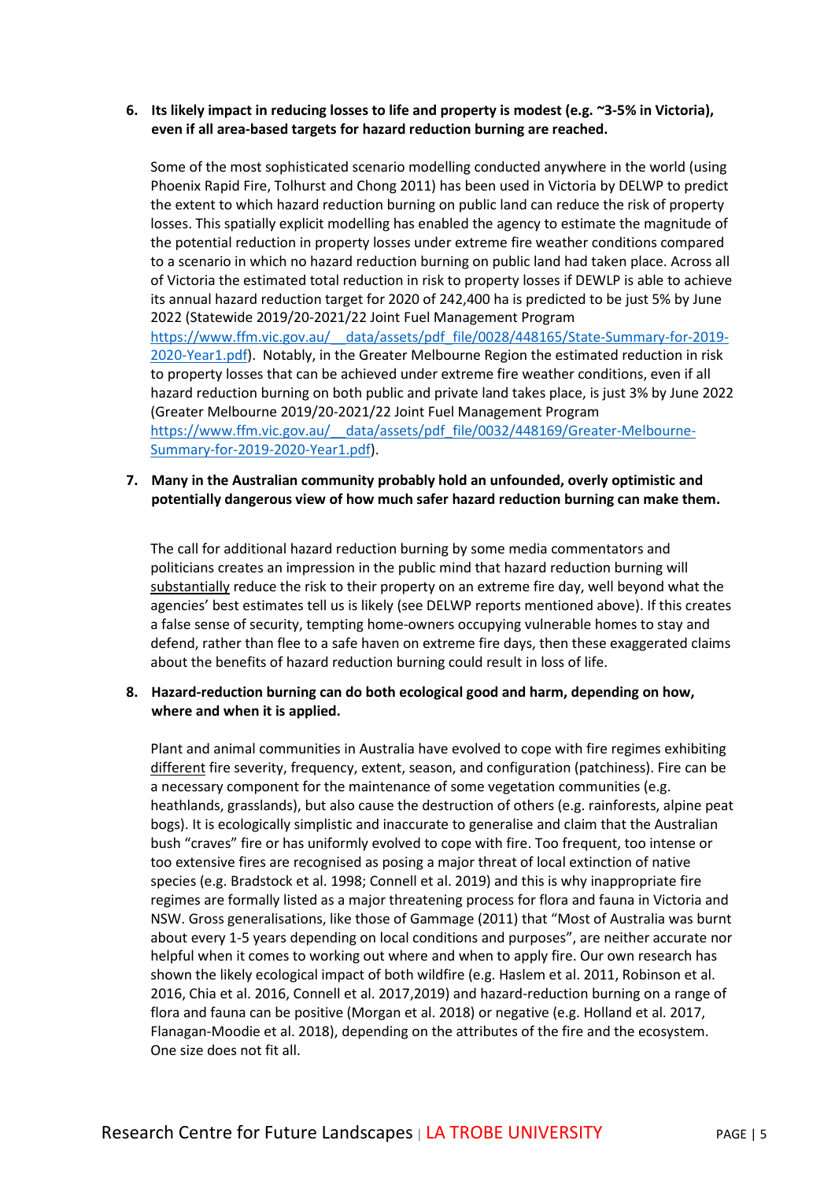6. **Its likely impact in reducing losses to life and property is modest (e.g. ~3-5% in Victoria), even if all area-based targets for hazard reduction burning are reached.**

   Some of the most sophisticated scenario modelling conducted anywhere in the world (using Phoenix Rapid Fire, Tolhurst and Chong 2011) has been used in Victoria by DELWP to predict the extent to which hazard reduction burning on public land can reduce the risk of property losses. This spatially explicit modelling has enabled the agency to estimate the magnitude of the potential reduction in property losses under extreme fire weather conditions compared to a scenario in which no hazard reduction burning on public land had taken place. Across all of Victoria the estimated total reduction in risk to property losses if DEWLP is able to achieve its annual hazard reduction target for 2020 of 242,400 ha is predicted to be just 5% by June 2022 (Statewide 2019/20-2021/22 Joint Fuel Management Program [https://www.ffm.vic.gov.au/__data/assets/pdf_file/0028/448165/State-Summary-for-2019-2020-Year1.pdf](https://www.ffm.vic.gov.au/__data/assets/pdf_file/0028/448165/State-Summary-for-2019-2020-Year1.pdf)). Notably, in the Greater Melbourne Region the estimated reduction in risk to property losses that can be achieved under extreme fire weather conditions, even if all hazard reduction burning on both public and private land takes place, is just 3% by June 2022 (Greater Melbourne 2019/20-2021/22 Joint Fuel Management Program [https://www.ffm.vic.gov.au/__data/assets/pdf_file/0032/448169/Greater-Melbourne-Summary-for-2019-2020-Year1.pdf](https://www.ffm.vic.gov.au/__data/assets/pdf_file/0032/448169/Greater-Melbourne-Summary-for-2019-2020-Year1.pdf)).

7. **Many in the Australian community probably hold an unfounded, overly optimistic and potentially dangerous view of how much safer hazard reduction burning can make them.**

   The call for additional hazard reduction burning by some media commentators and politicians creates an impression in the public mind that hazard reduction burning will <u>substantially</u> reduce the risk to their property on an extreme fire day, well beyond what the agencies' best estimates tell us is likely (see DELWP reports mentioned above). If this creates a false sense of security, tempting home-owners occupying vulnerable homes to stay and defend, rather than flee to a safe haven on extreme fire days, then these exaggerated claims about the benefits of hazard reduction burning could result in loss of life.

8. **Hazard-reduction burning can do both ecological good and harm, depending on how, where and when it is applied.**

   Plant and animal communities in Australia have evolved to cope with fire regimes exhibiting <u>different</u> fire severity, frequency, extent, season, and configuration (patchiness). Fire can be a necessary component for the maintenance of some vegetation communities (e.g. heathlands, grasslands), but also cause the destruction of others (e.g. rainforests, alpine peat bogs). It is ecologically simplistic and inaccurate to generalise and claim that the Australian bush "craves" fire or has uniformly evolved to cope with fire. Too frequent, too intense or too extensive fires are recognised as posing a major threat of local extinction of native species (e.g. Bradstock et al. 1998; Connell et al. 2019) and this is why inappropriate fire regimes are formally listed as a major threatening process for flora and fauna in Victoria and NSW. Gross generalisations, like those of Gammage (2011) that "Most of Australia was burnt about every 1-5 years depending on local conditions and purposes", are neither accurate nor helpful when it comes to working out where and when to apply fire. Our own research has shown the likely ecological impact of both wildfire (e.g. Haslem et al. 2011, Robinson et al. 2016, Chia et al. 2016, Connell et al. 2017,2019) and hazard-reduction burning on a range of flora and fauna can be positive (Morgan et al. 2018) or negative (e.g. Holland et al. 2017, Flanagan-Moodie et al. 2018), depending on the attributes of the fire and the ecosystem. One size does not fit all.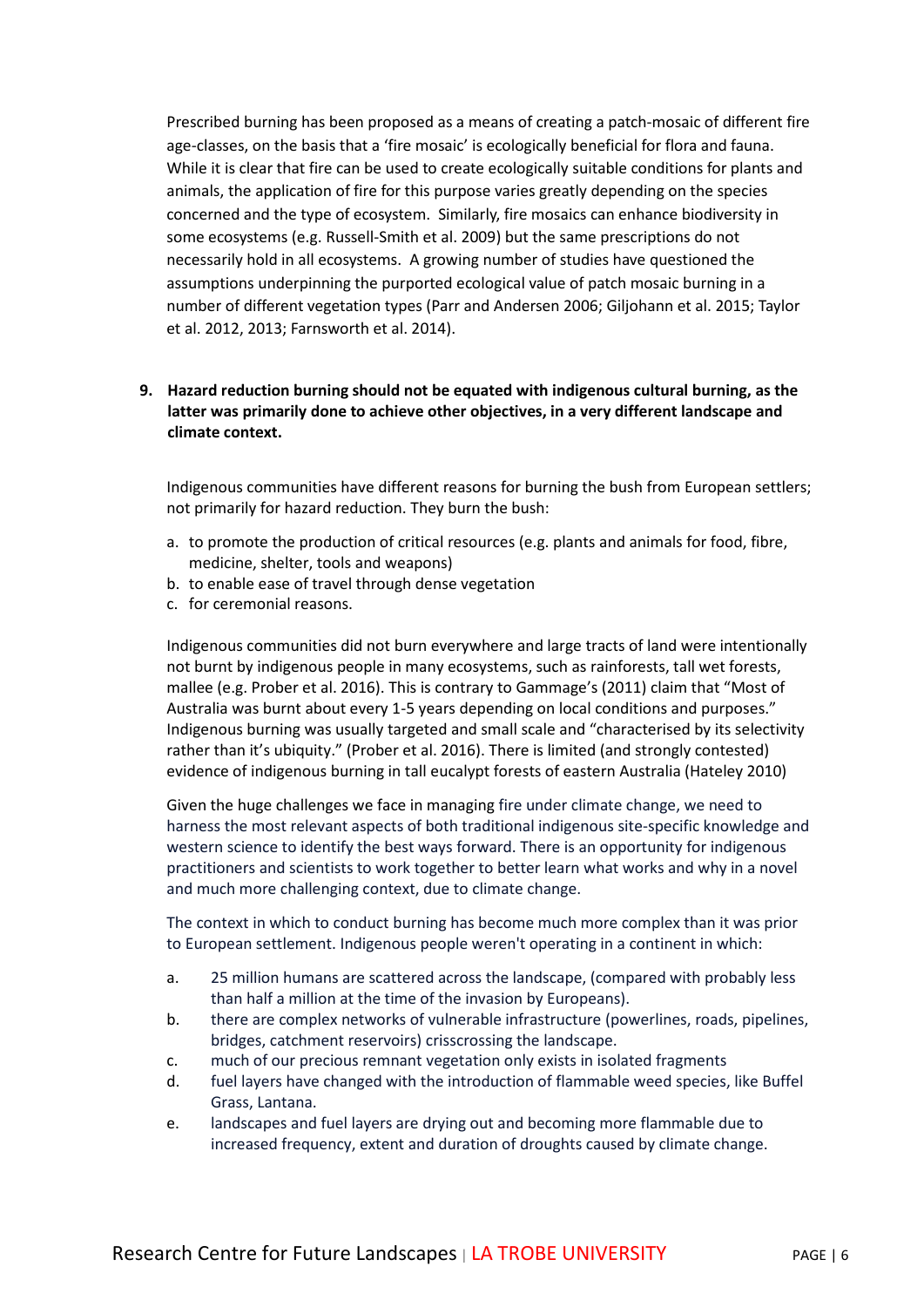Prescribed burning has been proposed as a means of creating a patch-mosaic of different fire age-classes, on the basis that a 'fire mosaic' is ecologically beneficial for flora and fauna. While it is clear that fire can be used to create ecologically suitable conditions for plants and animals, the application of fire for this purpose varies greatly depending on the species concerned and the type of ecosystem. Similarly, fire mosaics can enhance biodiversity in some ecosystems (e.g. Russell-Smith et al. 2009) but the same prescriptions do not necessarily hold in all ecosystems. A growing number of studies have questioned the assumptions underpinning the purported ecological value of patch mosaic burning in a number of different vegetation types (Parr and Andersen 2006; Giljohann et al. 2015; Taylor et al. 2012, 2013; Farnsworth et al. 2014).

**9. Hazard reduction burning should not be equated with indigenous cultural burning, as the latter was primarily done to achieve other objectives, in a very different landscape and climate context.**

Indigenous communities have different reasons for burning the bush from European settlers; not primarily for hazard reduction. They burn the bush:

a. to promote the production of critical resources (e.g. plants and animals for food, fibre, medicine, shelter, tools and weapons)
b. to enable ease of travel through dense vegetation
c. for ceremonial reasons.

Indigenous communities did not burn everywhere and large tracts of land were intentionally not burnt by indigenous people in many ecosystems, such as rainforests, tall wet forests, mallee (e.g. Prober et al. 2016). This is contrary to Gammage's (2011) claim that "Most of Australia was burnt about every 1-5 years depending on local conditions and purposes." Indigenous burning was usually targeted and small scale and "characterised by its selectivity rather than it's ubiquity." (Prober et al. 2016). There is limited (and strongly contested) evidence of indigenous burning in tall eucalypt forests of eastern Australia (Hateley 2010)

Given the huge challenges we face in managing fire under climate change, we need to harness the most relevant aspects of both traditional indigenous site-specific knowledge and western science to identify the best ways forward. There is an opportunity for indigenous practitioners and scientists to work together to better learn what works and why in a novel and much more challenging context, due to climate change.

The context in which to conduct burning has become much more complex than it was prior to European settlement. Indigenous people weren't operating in a continent in which:

a. 25 million humans are scattered across the landscape, (compared with probably less than half a million at the time of the invasion by Europeans).
b. there are complex networks of vulnerable infrastructure (powerlines, roads, pipelines, bridges, catchment reservoirs) crisscrossing the landscape.
c. much of our precious remnant vegetation only exists in isolated fragments
d. fuel layers have changed with the introduction of flammable weed species, like Buffel Grass, Lantana.
e. landscapes and fuel layers are drying out and becoming more flammable due to increased frequency, extent and duration of droughts caused by climate change.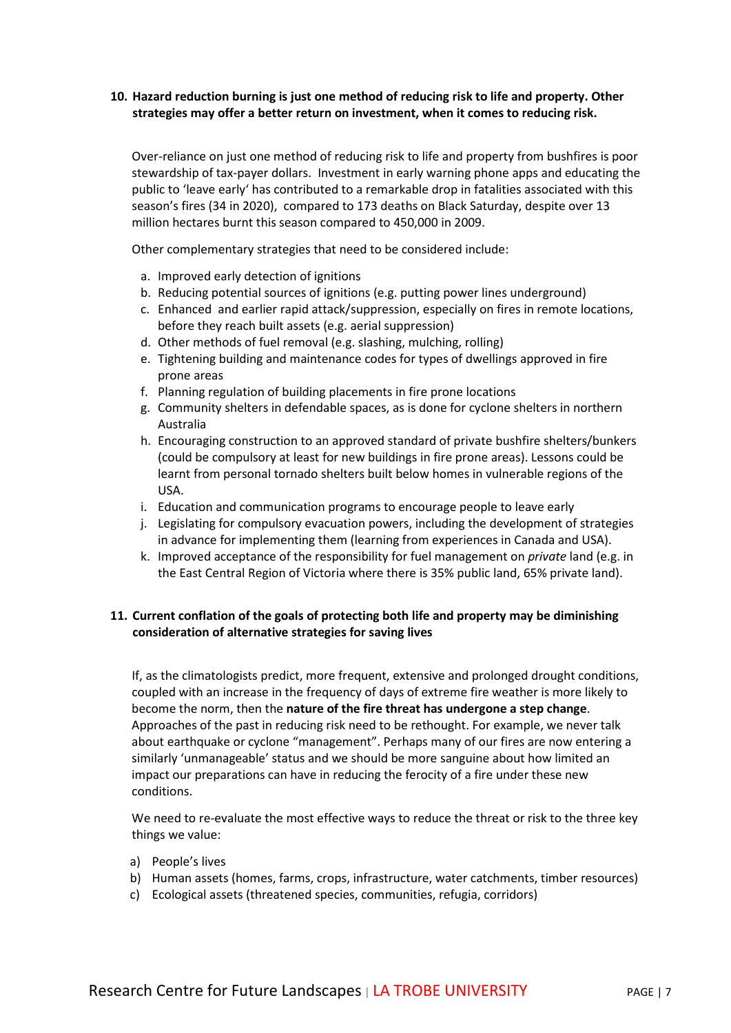**10. Hazard reduction burning is just one method of reducing risk to life and property. Other strategies may offer a better return on investment, when it comes to reducing risk.**

Over-reliance on just one method of reducing risk to life and property from bushfires is poor stewardship of tax-payer dollars. Investment in early warning phone apps and educating the public to 'leave early' has contributed to a remarkable drop in fatalities associated with this season's fires (34 in 2020), compared to 173 deaths on Black Saturday, despite over 13 million hectares burnt this season compared to 450,000 in 2009.

Other complementary strategies that need to be considered include:

a. Improved early detection of ignitions
b. Reducing potential sources of ignitions (e.g. putting power lines underground)
c. Enhanced and earlier rapid attack/suppression, especially on fires in remote locations, before they reach built assets (e.g. aerial suppression)
d. Other methods of fuel removal (e.g. slashing, mulching, rolling)
e. Tightening building and maintenance codes for types of dwellings approved in fire prone areas
f. Planning regulation of building placements in fire prone locations
g. Community shelters in defendable spaces, as is done for cyclone shelters in northern Australia
h. Encouraging construction to an approved standard of private bushfire shelters/bunkers (could be compulsory at least for new buildings in fire prone areas). Lessons could be learnt from personal tornado shelters built below homes in vulnerable regions of the USA.
i. Education and communication programs to encourage people to leave early
j. Legislating for compulsory evacuation powers, including the development of strategies in advance for implementing them (learning from experiences in Canada and USA).
k. Improved acceptance of the responsibility for fuel management on *private* land (e.g. in the East Central Region of Victoria where there is 35% public land, 65% private land).

**11. Current conflation of the goals of protecting both life and property may be diminishing consideration of alternative strategies for saving lives**

If, as the climatologists predict, more frequent, extensive and prolonged drought conditions, coupled with an increase in the frequency of days of extreme fire weather is more likely to become the norm, then the **nature of the fire threat has undergone a step change**. Approaches of the past in reducing risk need to be rethought. For example, we never talk about earthquake or cyclone "management". Perhaps many of our fires are now entering a similarly 'unmanageable' status and we should be more sanguine about how limited an impact our preparations can have in reducing the ferocity of a fire under these new conditions.

We need to re-evaluate the most effective ways to reduce the threat or risk to the three key things we value:

a) People's lives
b) Human assets (homes, farms, crops, infrastructure, water catchments, timber resources)
c) Ecological assets (threatened species, communities, refugia, corridors)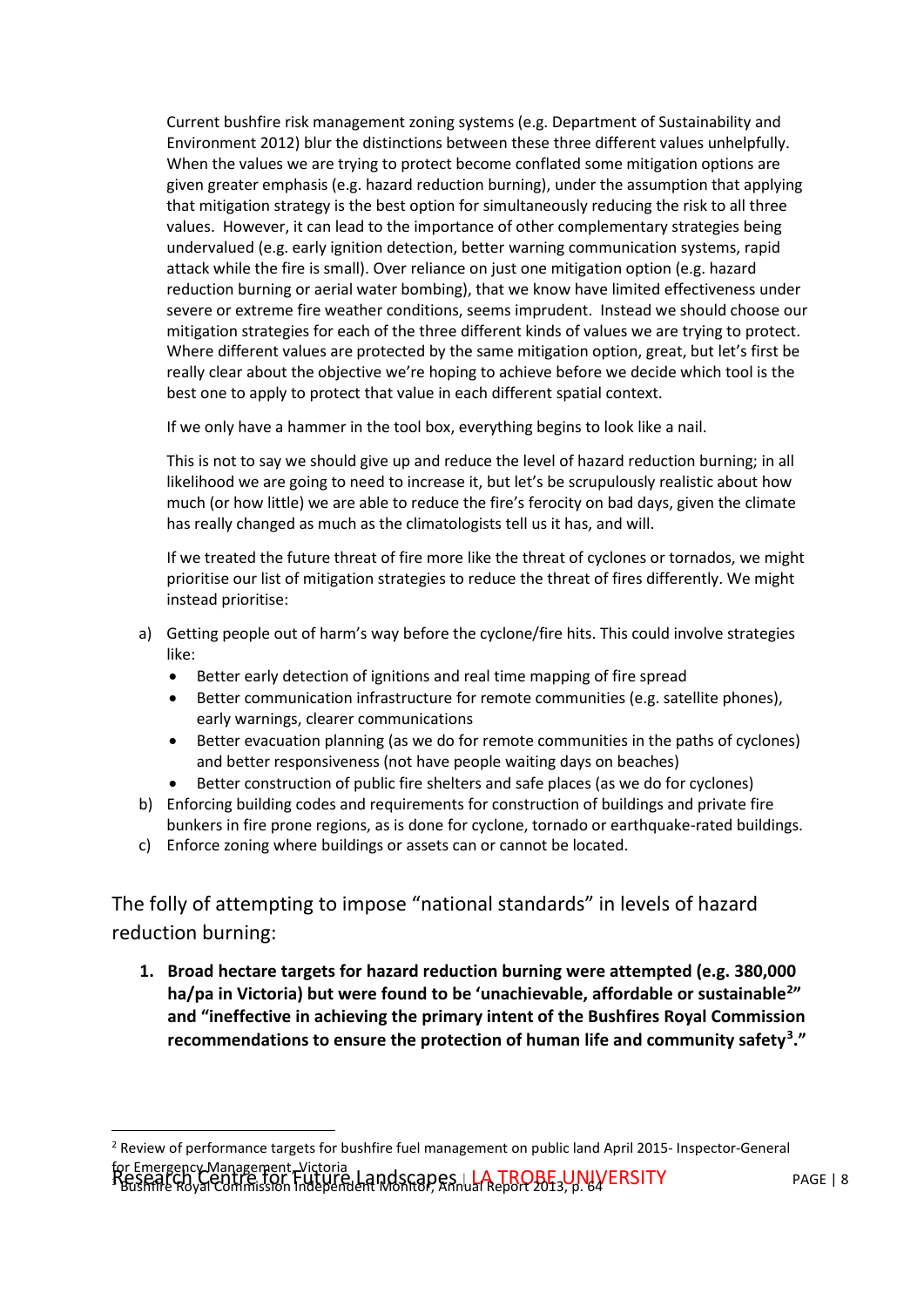Current bushfire risk management zoning systems (e.g. Department of Sustainability and Environment 2012) blur the distinctions between these three different values unhelpfully. When the values we are trying to protect become conflated some mitigation options are given greater emphasis (e.g. hazard reduction burning), under the assumption that applying that mitigation strategy is the best option for simultaneously reducing the risk to all three values. However, it can lead to the importance of other complementary strategies being undervalued (e.g. early ignition detection, better warning communication systems, rapid attack while the fire is small). Over reliance on just one mitigation option (e.g. hazard reduction burning or aerial water bombing), that we know have limited effectiveness under severe or extreme fire weather conditions, seems imprudent. Instead we should choose our mitigation strategies for each of the three different kinds of values we are trying to protect. Where different values are protected by the same mitigation option, great, but let's first be really clear about the objective we're hoping to achieve before we decide which tool is the best one to apply to protect that value in each different spatial context.

If we only have a hammer in the tool box, everything begins to look like a nail.

This is not to say we should give up and reduce the level of hazard reduction burning; in all likelihood we are going to need to increase it, but let's be scrupulously realistic about how much (or how little) we are able to reduce the fire's ferocity on bad days, given the climate has really changed as much as the climatologists tell us it has, and will.

If we treated the future threat of fire more like the threat of cyclones or tornados, we might prioritise our list of mitigation strategies to reduce the threat of fires differently. We might instead prioritise:

a) Getting people out of harm's way before the cyclone/fire hits. This could involve strategies like:
   - Better early detection of ignitions and real time mapping of fire spread
   - Better communication infrastructure for remote communities (e.g. satellite phones), early warnings, clearer communications
   - Better evacuation planning (as we do for remote communities in the paths of cyclones) and better responsiveness (not have people waiting days on beaches)
   - Better construction of public fire shelters and safe places (as we do for cyclones)

b) Enforcing building codes and requirements for construction of buildings and private fire bunkers in fire prone regions, as is done for cyclone, tornado or earthquake-rated buildings.

c) Enforce zoning where buildings or assets can or cannot be located.

## The folly of attempting to impose "national standards" in levels of hazard reduction burning:

1. **Broad hectare targets for hazard reduction burning were attempted (e.g. 380,000 ha/pa in Victoria) but were found to be 'unachievable, affordable or sustainable[2]" and "ineffective in achieving the primary intent of the Bushfires Royal Commission recommendations to ensure the protection of human life and community safety[3]."**

[2] Review of performance targets for bushfire fuel management on public land April 2015- Inspector-General for Emergency Management, Victoria

[3] Bushfire Royal Commission Independent Monitor, Annual Report 2013, p. 64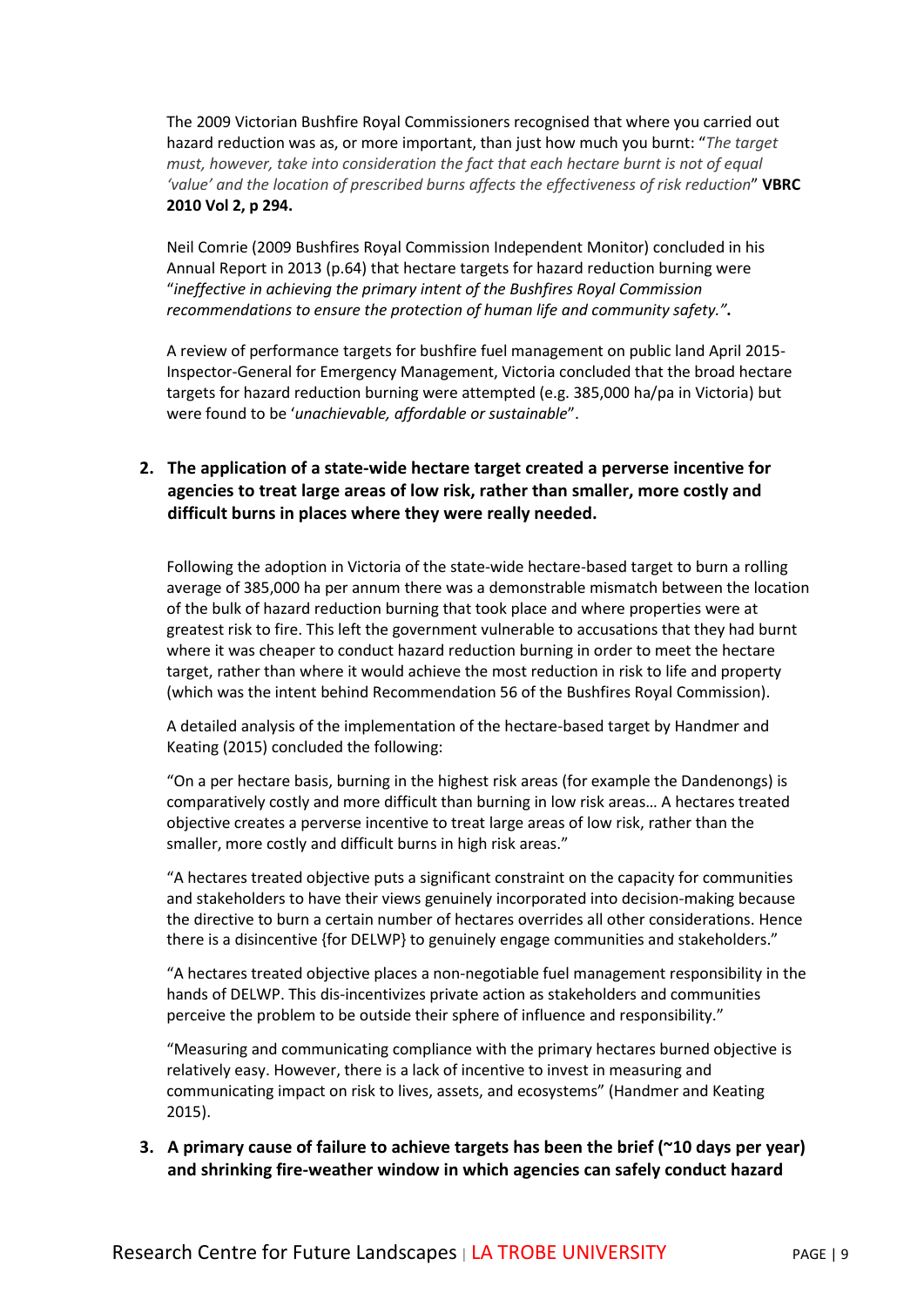The 2009 Victorian Bushfire Royal Commissioners recognised that where you carried out hazard reduction was as, or more important, than just how much you burnt: "*The target must, however, take into consideration the fact that each hectare burnt is not of equal 'value' and the location of prescribed burns affects the effectiveness of risk reduction*" **VBRC 2010 Vol 2, p 294.**

Neil Comrie (2009 Bushfires Royal Commission Independent Monitor) concluded in his Annual Report in 2013 (p.64) that hectare targets for hazard reduction burning were "*ineffective in achieving the primary intent of the Bushfires Royal Commission recommendations to ensure the protection of human life and community safety."***.**

A review of performance targets for bushfire fuel management on public land April 2015- Inspector-General for Emergency Management, Victoria concluded that the broad hectare targets for hazard reduction burning were attempted (e.g. 385,000 ha/pa in Victoria) but were found to be '*unachievable, affordable or sustainable*".

2. **The application of a state-wide hectare target created a perverse incentive for agencies to treat large areas of low risk, rather than smaller, more costly and difficult burns in places where they were really needed.**

Following the adoption in Victoria of the state-wide hectare-based target to burn a rolling average of 385,000 ha per annum there was a demonstrable mismatch between the location of the bulk of hazard reduction burning that took place and where properties were at greatest risk to fire. This left the government vulnerable to accusations that they had burnt where it was cheaper to conduct hazard reduction burning in order to meet the hectare target, rather than where it would achieve the most reduction in risk to life and property (which was the intent behind Recommendation 56 of the Bushfires Royal Commission).

A detailed analysis of the implementation of the hectare-based target by Handmer and Keating (2015) concluded the following:

"On a per hectare basis, burning in the highest risk areas (for example the Dandenongs) is comparatively costly and more difficult than burning in low risk areas… A hectares treated objective creates a perverse incentive to treat large areas of low risk, rather than the smaller, more costly and difficult burns in high risk areas."

"A hectares treated objective puts a significant constraint on the capacity for communities and stakeholders to have their views genuinely incorporated into decision-making because the directive to burn a certain number of hectares overrides all other considerations. Hence there is a disincentive {for DELWP} to genuinely engage communities and stakeholders."

"A hectares treated objective places a non-negotiable fuel management responsibility in the hands of DELWP. This dis-incentivizes private action as stakeholders and communities perceive the problem to be outside their sphere of influence and responsibility."

"Measuring and communicating compliance with the primary hectares burned objective is relatively easy. However, there is a lack of incentive to invest in measuring and communicating impact on risk to lives, assets, and ecosystems" (Handmer and Keating 2015).

3. **A primary cause of failure to achieve targets has been the brief (~10 days per year) and shrinking fire-weather window in which agencies can safely conduct hazard**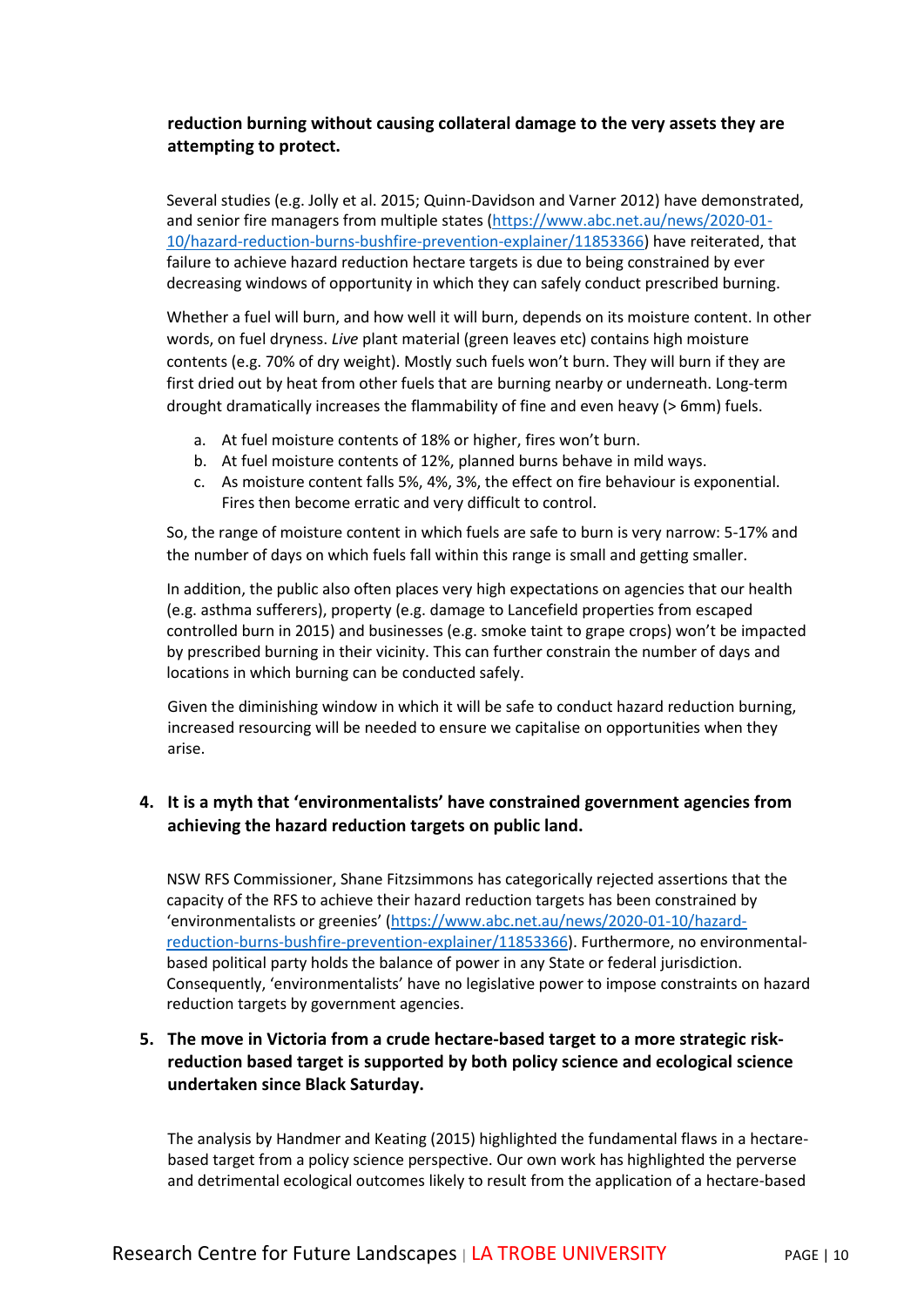**reduction burning without causing collateral damage to the very assets they are attempting to protect.**

Several studies (e.g. Jolly et al. 2015; Quinn-Davidson and Varner 2012) have demonstrated, and senior fire managers from multiple states (https://www.abc.net.au/news/2020-01-10/hazard-reduction-burns-bushfire-prevention-explainer/11853366) have reiterated, that failure to achieve hazard reduction hectare targets is due to being constrained by ever decreasing windows of opportunity in which they can safely conduct prescribed burning.

Whether a fuel will burn, and how well it will burn, depends on its moisture content. In other words, on fuel dryness. *Live* plant material (green leaves etc) contains high moisture contents (e.g. 70% of dry weight). Mostly such fuels won't burn. They will burn if they are first dried out by heat from other fuels that are burning nearby or underneath. Long-term drought dramatically increases the flammability of fine and even heavy (> 6mm) fuels.

a. At fuel moisture contents of 18% or higher, fires won't burn.
b. At fuel moisture contents of 12%, planned burns behave in mild ways.
c. As moisture content falls 5%, 4%, 3%, the effect on fire behaviour is exponential. Fires then become erratic and very difficult to control.

So, the range of moisture content in which fuels are safe to burn is very narrow: 5-17% and the number of days on which fuels fall within this range is small and getting smaller.

In addition, the public also often places very high expectations on agencies that our health (e.g. asthma sufferers), property (e.g. damage to Lancefield properties from escaped controlled burn in 2015) and businesses (e.g. smoke taint to grape crops) won't be impacted by prescribed burning in their vicinity. This can further constrain the number of days and locations in which burning can be conducted safely.

Given the diminishing window in which it will be safe to conduct hazard reduction burning, increased resourcing will be needed to ensure we capitalise on opportunities when they arise.

4. **It is a myth that 'environmentalists' have constrained government agencies from achieving the hazard reduction targets on public land.**

NSW RFS Commissioner, Shane Fitzsimmons has categorically rejected assertions that the capacity of the RFS to achieve their hazard reduction targets has been constrained by 'environmentalists or greenies' (https://www.abc.net.au/news/2020-01-10/hazard-reduction-burns-bushfire-prevention-explainer/11853366). Furthermore, no environmental-based political party holds the balance of power in any State or federal jurisdiction. Consequently, 'environmentalists' have no legislative power to impose constraints on hazard reduction targets by government agencies.

5. **The move in Victoria from a crude hectare-based target to a more strategic risk-reduction based target is supported by both policy science and ecological science undertaken since Black Saturday.**

The analysis by Handmer and Keating (2015) highlighted the fundamental flaws in a hectare-based target from a policy science perspective. Our own work has highlighted the perverse and detrimental ecological outcomes likely to result from the application of a hectare-based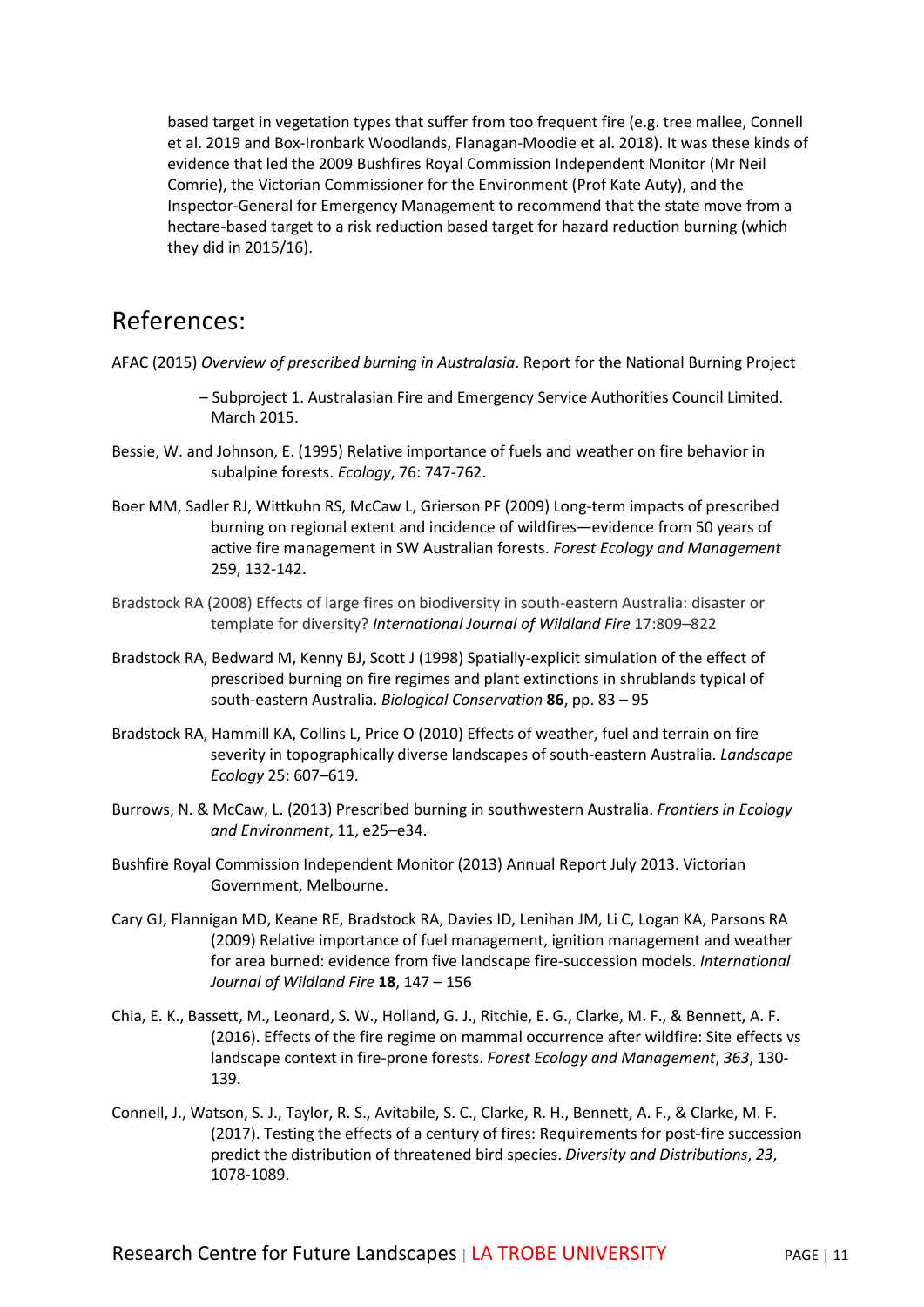based target in vegetation types that suffer from too frequent fire (e.g. tree mallee, Connell et al. 2019 and Box-Ironbark Woodlands, Flanagan-Moodie et al. 2018). It was these kinds of evidence that led the 2009 Bushfires Royal Commission Independent Monitor (Mr Neil Comrie), the Victorian Commissioner for the Environment (Prof Kate Auty), and the Inspector-General for Emergency Management to recommend that the state move from a hectare-based target to a risk reduction based target for hazard reduction burning (which they did in 2015/16).

## References:

AFAC (2015) *Overview of prescribed burning in Australasia*. Report for the National Burning Project – Subproject 1. Australasian Fire and Emergency Service Authorities Council Limited. March 2015.

Bessie, W. and Johnson, E. (1995) Relative importance of fuels and weather on fire behavior in subalpine forests. *Ecology*, 76: 747-762.

Boer MM, Sadler RJ, Wittkuhn RS, McCaw L, Grierson PF (2009) Long-term impacts of prescribed burning on regional extent and incidence of wildfires—evidence from 50 years of active fire management in SW Australian forests. *Forest Ecology and Management* 259, 132-142.

Bradstock RA (2008) Effects of large fires on biodiversity in south-eastern Australia: disaster or template for diversity? *International Journal of Wildland Fire* 17:809–822

Bradstock RA, Bedward M, Kenny BJ, Scott J (1998) Spatially-explicit simulation of the effect of prescribed burning on fire regimes and plant extinctions in shrublands typical of south-eastern Australia. *Biological Conservation* **86**, pp. 83 – 95

Bradstock RA, Hammill KA, Collins L, Price O (2010) Effects of weather, fuel and terrain on fire severity in topographically diverse landscapes of south-eastern Australia. *Landscape Ecology* 25: 607–619.

Burrows, N. & McCaw, L. (2013) Prescribed burning in southwestern Australia. *Frontiers in Ecology and Environment*, 11, e25–e34.

Bushfire Royal Commission Independent Monitor (2013) Annual Report July 2013. Victorian Government, Melbourne.

Cary GJ, Flannigan MD, Keane RE, Bradstock RA, Davies ID, Lenihan JM, Li C, Logan KA, Parsons RA (2009) Relative importance of fuel management, ignition management and weather for area burned: evidence from five landscape fire-succession models. *International Journal of Wildland Fire* **18**, 147 – 156

Chia, E. K., Bassett, M., Leonard, S. W., Holland, G. J., Ritchie, E. G., Clarke, M. F., & Bennett, A. F. (2016). Effects of the fire regime on mammal occurrence after wildfire: Site effects vs landscape context in fire-prone forests. *Forest Ecology and Management*, *363*, 130-139.

Connell, J., Watson, S. J., Taylor, R. S., Avitabile, S. C., Clarke, R. H., Bennett, A. F., & Clarke, M. F. (2017). Testing the effects of a century of fires: Requirements for post-fire succession predict the distribution of threatened bird species. *Diversity and Distributions*, *23*, 1078-1089.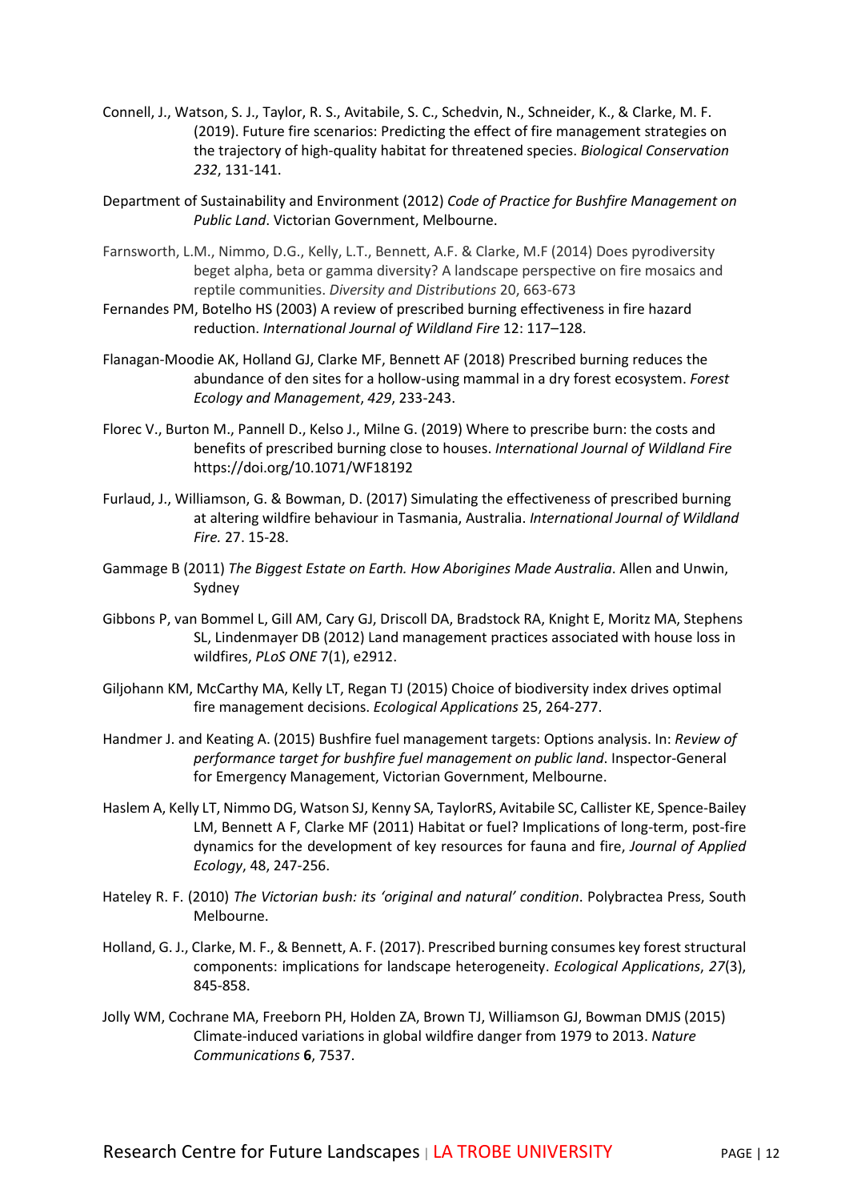Connell, J., Watson, S. J., Taylor, R. S., Avitabile, S. C., Schedvin, N., Schneider, K., & Clarke, M. F. (2019). Future fire scenarios: Predicting the effect of fire management strategies on the trajectory of high-quality habitat for threatened species. *Biological Conservation 232*, 131-141.

Department of Sustainability and Environment (2012) *Code of Practice for Bushfire Management on Public Land*. Victorian Government, Melbourne.

Farnsworth, L.M., Nimmo, D.G., Kelly, L.T., Bennett, A.F. & Clarke, M.F (2014) Does pyrodiversity beget alpha, beta or gamma diversity? A landscape perspective on fire mosaics and reptile communities. *Diversity and Distributions* 20, 663-673

Fernandes PM, Botelho HS (2003) A review of prescribed burning effectiveness in fire hazard reduction. *International Journal of Wildland Fire* 12: 117–128.

Flanagan-Moodie AK, Holland GJ, Clarke MF, Bennett AF (2018) Prescribed burning reduces the abundance of den sites for a hollow-using mammal in a dry forest ecosystem. *Forest Ecology and Management*, *429*, 233-243.

Florec V., Burton M., Pannell D., Kelso J., Milne G. (2019) Where to prescribe burn: the costs and benefits of prescribed burning close to houses. *International Journal of Wildland Fire* https://doi.org/10.1071/WF18192

Furlaud, J., Williamson, G. & Bowman, D. (2017) Simulating the effectiveness of prescribed burning at altering wildfire behaviour in Tasmania, Australia. *International Journal of Wildland Fire.* 27. 15-28.

Gammage B (2011) *The Biggest Estate on Earth. How Aborigines Made Australia*. Allen and Unwin, Sydney

Gibbons P, van Bommel L, Gill AM, Cary GJ, Driscoll DA, Bradstock RA, Knight E, Moritz MA, Stephens SL, Lindenmayer DB (2012) Land management practices associated with house loss in wildfires, *PLoS ONE* 7(1), e2912.

Giljohann KM, McCarthy MA, Kelly LT, Regan TJ (2015) Choice of biodiversity index drives optimal fire management decisions. *Ecological Applications* 25, 264-277.

Handmer J. and Keating A. (2015) Bushfire fuel management targets: Options analysis. In: *Review of performance target for bushfire fuel management on public land*. Inspector-General for Emergency Management, Victorian Government, Melbourne.

Haslem A, Kelly LT, Nimmo DG, Watson SJ, Kenny SA, TaylorRS, Avitabile SC, Callister KE, Spence-Bailey LM, Bennett A F, Clarke MF (2011) Habitat or fuel? Implications of long-term, post-fire dynamics for the development of key resources for fauna and fire, *Journal of Applied Ecology*, 48, 247-256.

Hateley R. F. (2010) *The Victorian bush: its 'original and natural' condition*. Polybractea Press, South Melbourne.

Holland, G. J., Clarke, M. F., & Bennett, A. F. (2017). Prescribed burning consumes key forest structural components: implications for landscape heterogeneity. *Ecological Applications*, *27*(3), 845-858.

Jolly WM, Cochrane MA, Freeborn PH, Holden ZA, Brown TJ, Williamson GJ, Bowman DMJS (2015) Climate-induced variations in global wildfire danger from 1979 to 2013. *Nature Communications* **6**, 7537.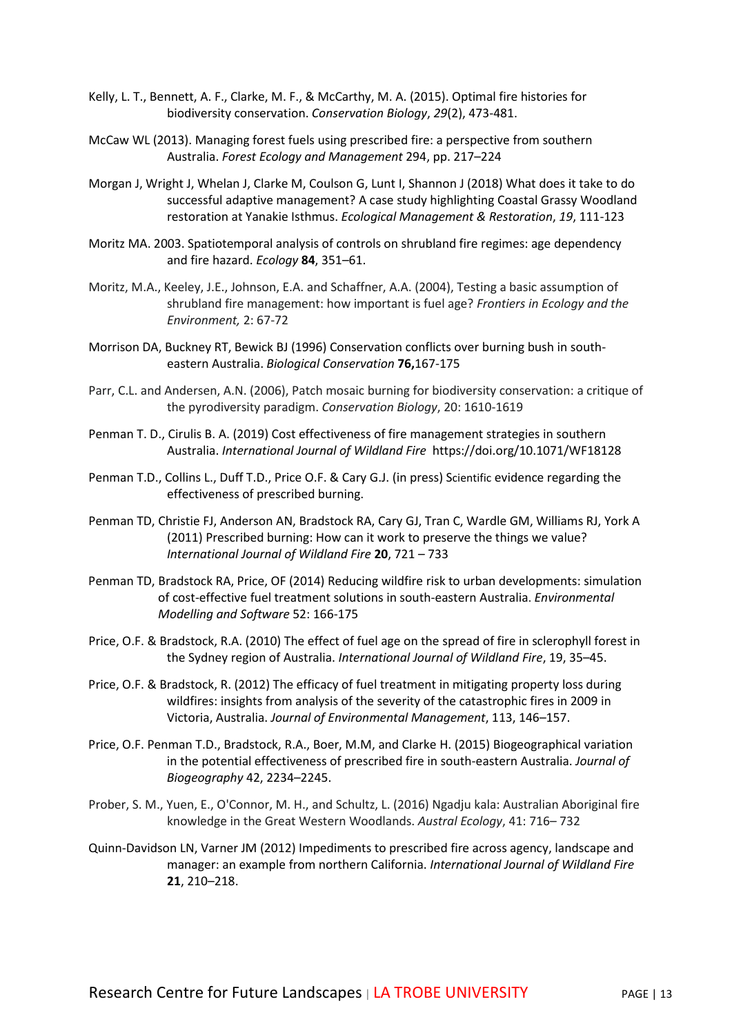Kelly, L. T., Bennett, A. F., Clarke, M. F., & McCarthy, M. A. (2015). Optimal fire histories for biodiversity conservation. *Conservation Biology*, *29*(2), 473-481.

McCaw WL (2013). Managing forest fuels using prescribed fire: a perspective from southern Australia. *Forest Ecology and Management* 294, pp. 217–224

Morgan J, Wright J, Whelan J, Clarke M, Coulson G, Lunt I, Shannon J (2018) What does it take to do successful adaptive management? A case study highlighting Coastal Grassy Woodland restoration at Yanakie Isthmus. *Ecological Management & Restoration*, *19*, 111-123

Moritz MA. 2003. Spatiotemporal analysis of controls on shrubland fire regimes: age dependency and fire hazard. *Ecology* **84**, 351–61.

Moritz, M.A., Keeley, J.E., Johnson, E.A. and Schaffner, A.A. (2004), Testing a basic assumption of shrubland fire management: how important is fuel age? *Frontiers in Ecology and the Environment,* 2: 67-72

Morrison DA, Buckney RT, Bewick BJ (1996) Conservation conflicts over burning bush in south-eastern Australia. *Biological Conservation* **76,**167-175

Parr, C.L. and Andersen, A.N. (2006), Patch mosaic burning for biodiversity conservation: a critique of the pyrodiversity paradigm. *Conservation Biology*, 20: 1610-1619

Penman T. D., Cirulis B. A. (2019) Cost effectiveness of fire management strategies in southern Australia. *International Journal of Wildland Fire* https://doi.org/10.1071/WF18128

Penman T.D., Collins L., Duff T.D., Price O.F. & Cary G.J. (in press) Scientific evidence regarding the effectiveness of prescribed burning.

Penman TD, Christie FJ, Anderson AN, Bradstock RA, Cary GJ, Tran C, Wardle GM, Williams RJ, York A (2011) Prescribed burning: How can it work to preserve the things we value? *International Journal of Wildland Fire* **20**, 721 – 733

Penman TD, Bradstock RA, Price, OF (2014) Reducing wildfire risk to urban developments: simulation of cost-effective fuel treatment solutions in south-eastern Australia. *Environmental Modelling and Software* 52: 166-175

Price, O.F. & Bradstock, R.A. (2010) The effect of fuel age on the spread of fire in sclerophyll forest in the Sydney region of Australia. *International Journal of Wildland Fire*, 19, 35–45.

Price, O.F. & Bradstock, R. (2012) The efficacy of fuel treatment in mitigating property loss during wildfires: insights from analysis of the severity of the catastrophic fires in 2009 in Victoria, Australia. *Journal of Environmental Management*, 113, 146–157.

Price, O.F. Penman T.D., Bradstock, R.A., Boer, M.M, and Clarke H. (2015) Biogeographical variation in the potential effectiveness of prescribed fire in south-eastern Australia. *Journal of Biogeography* 42, 2234–2245.

Prober, S. M., Yuen, E., O'Connor, M. H., and Schultz, L. (2016) Ngadju kala: Australian Aboriginal fire knowledge in the Great Western Woodlands. *Austral Ecology*, 41: 716– 732

Quinn-Davidson LN, Varner JM (2012) Impediments to prescribed fire across agency, landscape and manager: an example from northern California. *International Journal of Wildland Fire* **21**, 210–218.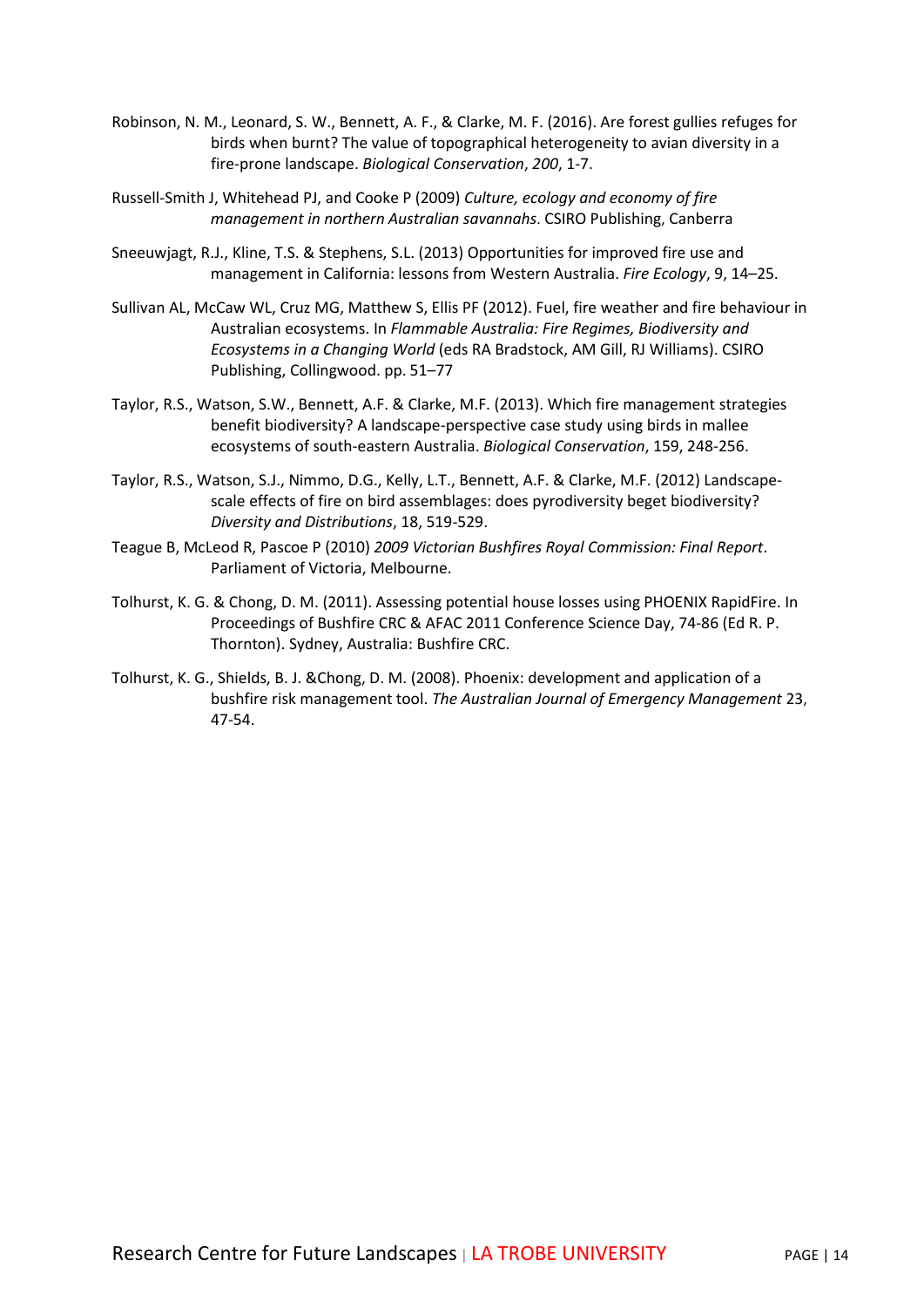Robinson, N. M., Leonard, S. W., Bennett, A. F., & Clarke, M. F. (2016). Are forest gullies refuges for birds when burnt? The value of topographical heterogeneity to avian diversity in a fire-prone landscape. *Biological Conservation*, *200*, 1-7.

Russell-Smith J, Whitehead PJ, and Cooke P (2009) *Culture, ecology and economy of fire management in northern Australian savannahs*. CSIRO Publishing, Canberra

Sneeuwjagt, R.J., Kline, T.S. & Stephens, S.L. (2013) Opportunities for improved fire use and management in California: lessons from Western Australia. *Fire Ecology*, 9, 14–25.

Sullivan AL, McCaw WL, Cruz MG, Matthew S, Ellis PF (2012). Fuel, fire weather and fire behaviour in Australian ecosystems. In *Flammable Australia: Fire Regimes, Biodiversity and Ecosystems in a Changing World* (eds RA Bradstock, AM Gill, RJ Williams). CSIRO Publishing, Collingwood. pp. 51–77

Taylor, R.S., Watson, S.W., Bennett, A.F. & Clarke, M.F. (2013). Which fire management strategies benefit biodiversity? A landscape-perspective case study using birds in mallee ecosystems of south-eastern Australia. *Biological Conservation*, 159, 248-256.

Taylor, R.S., Watson, S.J., Nimmo, D.G., Kelly, L.T., Bennett, A.F. & Clarke, M.F. (2012) Landscape-scale effects of fire on bird assemblages: does pyrodiversity beget biodiversity? *Diversity and Distributions*, 18, 519-529.

Teague B, McLeod R, Pascoe P (2010) *2009 Victorian Bushfires Royal Commission: Final Report*. Parliament of Victoria, Melbourne.

Tolhurst, K. G. & Chong, D. M. (2011). Assessing potential house losses using PHOENIX RapidFire. In Proceedings of Bushfire CRC & AFAC 2011 Conference Science Day, 74-86 (Ed R. P. Thornton). Sydney, Australia: Bushfire CRC.

Tolhurst, K. G., Shields, B. J. &Chong, D. M. (2008). Phoenix: development and application of a bushfire risk management tool. *The Australian Journal of Emergency Management* 23, 47-54.